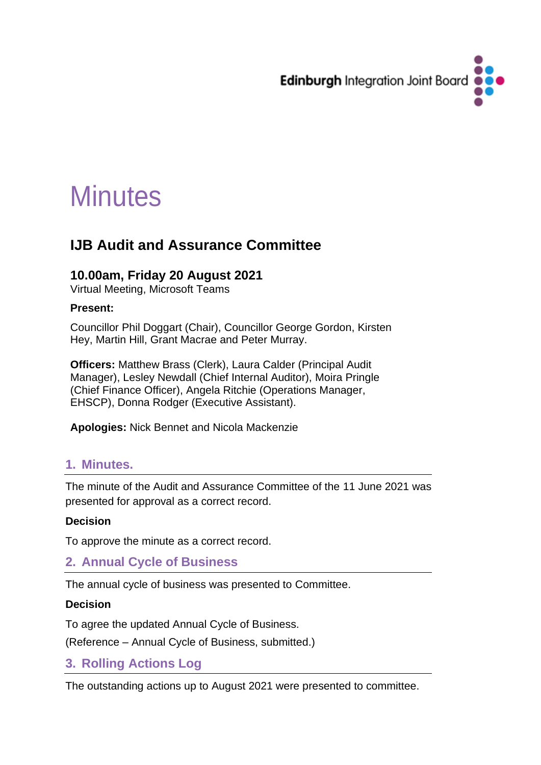Edinburgh Integration Joint Board

# Minutes

## IJB Audit and Assurance Committee

### 10.00am, Friday 20 August 2021

Virtual Meeting, Microsoft Teams

**Present:**

Councillor Phil Doggart (Chair), Councillor George Gordon, Kirsten Hey, Martin Hill, Grant Macrae and Peter Murray.

**Officers:** Matthew Brass (Clerk), Laura Calder (Principal Audit Manager), Lesley Newdall (Chief Internal Auditor), Moira Pringle (Chief Finance Officer), Angela Ritchie (Operations Manager, EHSCP), Donna Rodger (Executive Assistant).

**Apologies:** Nick Bennet and Nicola Mackenzie

## 1. Minutes.

The minute of the Audit and Assurance Committee of the 11 June 2021 was presented for approval as a correct record.

**Decision**

To approve the minute as a correct record.

## 2. Annual Cycle of Business

The annual cycle of business was presented to Committee.

**Decision**

To agree the updated Annual Cycle of Business.

(Reference – Annual Cycle of Business, submitted.)

## 3. Rolling Actions Log

The outstanding actions up to August 2021 were presented to committee.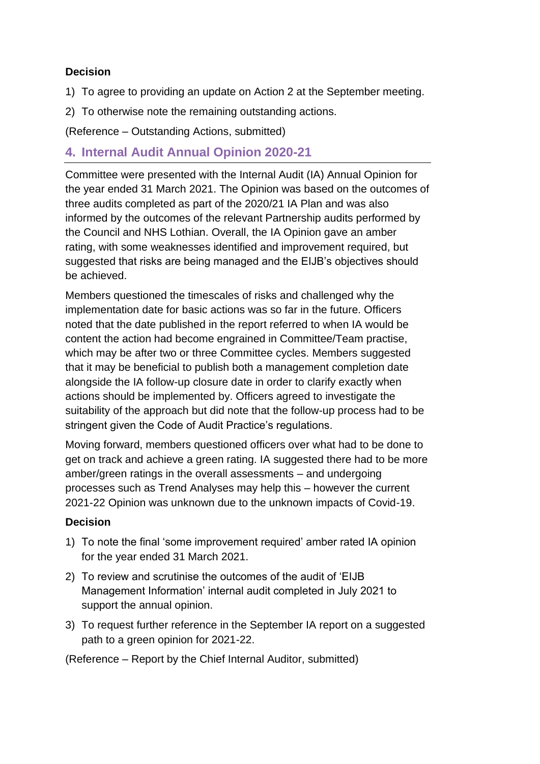**Decision**

1) To agree to providing an update on Action 2 at the September meeting.
2) To otherwise note the remaining outstanding actions.

(Reference – Outstanding Actions, submitted)

## 4. Internal Audit Annual Opinion 2020-21

Committee were presented with the Internal Audit (IA) Annual Opinion for the year ended 31 March 2021. The Opinion was based on the outcomes of three audits completed as part of the 2020/21 IA Plan and was also informed by the outcomes of the relevant Partnership audits performed by the Council and NHS Lothian. Overall, the IA Opinion gave an amber rating, with some weaknesses identified and improvement required, but suggested that risks are being managed and the EIJB's objectives should be achieved.

Members questioned the timescales of risks and challenged why the implementation date for basic actions was so far in the future. Officers noted that the date published in the report referred to when IA would be content the action had become engrained in Committee/Team practise, which may be after two or three Committee cycles. Members suggested that it may be beneficial to publish both a management completion date alongside the IA follow-up closure date in order to clarify exactly when actions should be implemented by. Officers agreed to investigate the suitability of the approach but did note that the follow-up process had to be stringent given the Code of Audit Practice's regulations.

Moving forward, members questioned officers over what had to be done to get on track and achieve a green rating. IA suggested there had to be more amber/green ratings in the overall assessments – and undergoing processes such as Trend Analyses may help this – however the current 2021-22 Opinion was unknown due to the unknown impacts of Covid-19.

**Decision**

1) To note the final 'some improvement required' amber rated IA opinion for the year ended 31 March 2021.
2) To review and scrutinise the outcomes of the audit of 'EIJB Management Information' internal audit completed in July 2021 to support the annual opinion.
3) To request further reference in the September IA report on a suggested path to a green opinion for 2021-22.

(Reference – Report by the Chief Internal Auditor, submitted)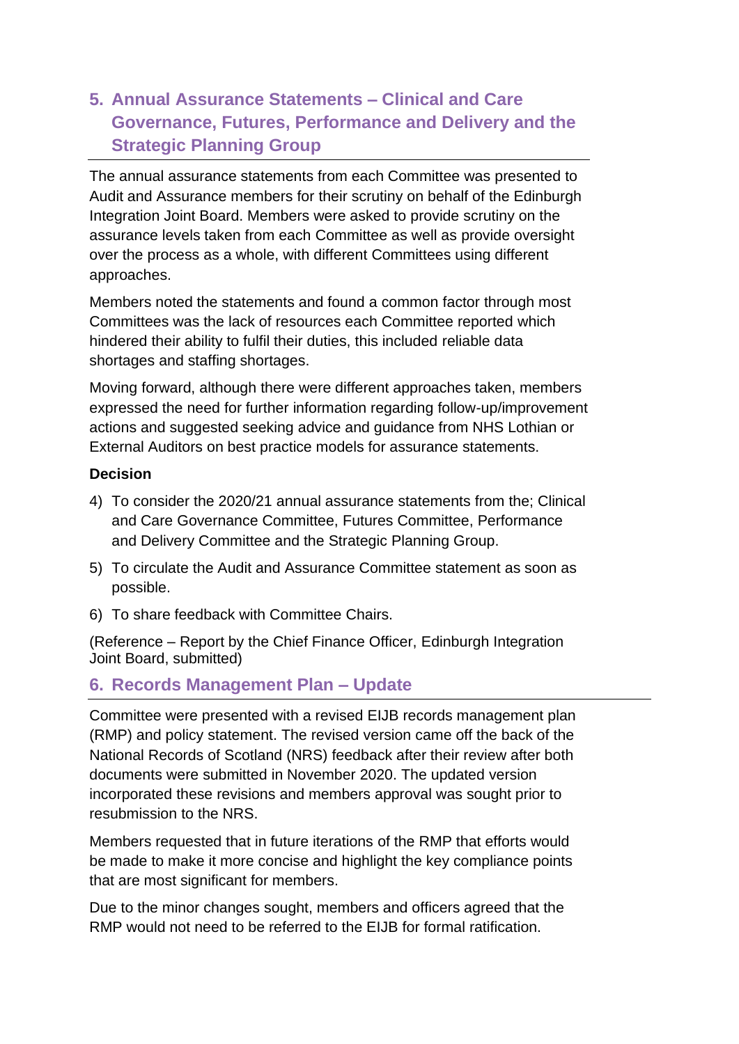## 5. Annual Assurance Statements – Clinical and Care Governance, Futures, Performance and Delivery and the Strategic Planning Group

The annual assurance statements from each Committee was presented to Audit and Assurance members for their scrutiny on behalf of the Edinburgh Integration Joint Board. Members were asked to provide scrutiny on the assurance levels taken from each Committee as well as provide oversight over the process as a whole, with different Committees using different approaches.

Members noted the statements and found a common factor through most Committees was the lack of resources each Committee reported which hindered their ability to fulfil their duties, this included reliable data shortages and staffing shortages.

Moving forward, although there were different approaches taken, members expressed the need for further information regarding follow-up/improvement actions and suggested seeking advice and guidance from NHS Lothian or External Auditors on best practice models for assurance statements.

**Decision**

4) To consider the 2020/21 annual assurance statements from the; Clinical and Care Governance Committee, Futures Committee, Performance and Delivery Committee and the Strategic Planning Group.
5) To circulate the Audit and Assurance Committee statement as soon as possible.
6) To share feedback with Committee Chairs.

(Reference – Report by the Chief Finance Officer, Edinburgh Integration Joint Board, submitted)

## 6. Records Management Plan – Update

Committee were presented with a revised EIJB records management plan (RMP) and policy statement. The revised version came off the back of the National Records of Scotland (NRS) feedback after their review after both documents were submitted in November 2020. The updated version incorporated these revisions and members approval was sought prior to resubmission to the NRS.

Members requested that in future iterations of the RMP that efforts would be made to make it more concise and highlight the key compliance points that are most significant for members.

Due to the minor changes sought, members and officers agreed that the RMP would not need to be referred to the EIJB for formal ratification.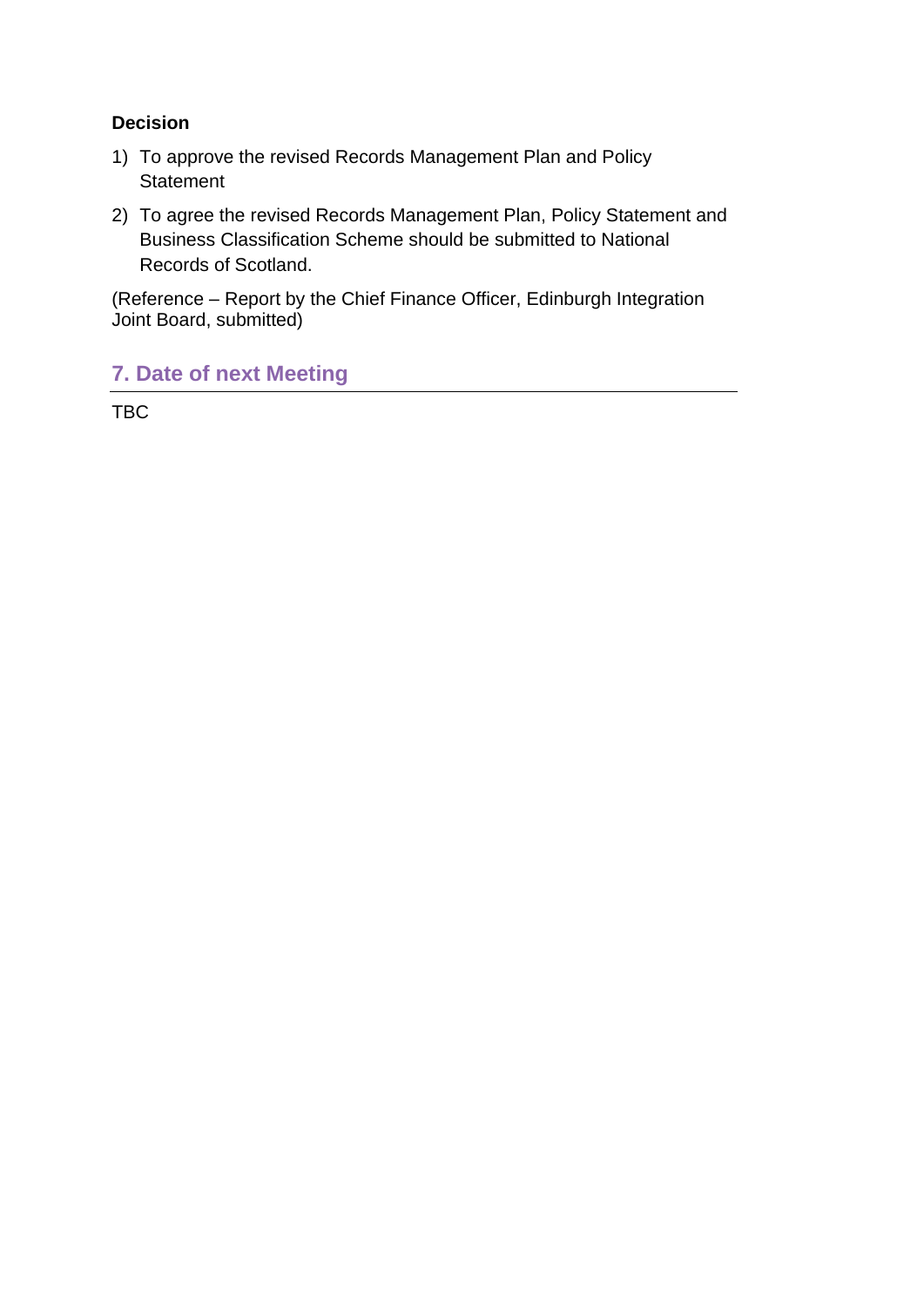**Decision**

1) To approve the revised Records Management Plan and Policy Statement
2) To agree the revised Records Management Plan, Policy Statement and Business Classification Scheme should be submitted to National Records of Scotland.

(Reference – Report by the Chief Finance Officer, Edinburgh Integration Joint Board, submitted)

## 7. Date of next Meeting

TBC